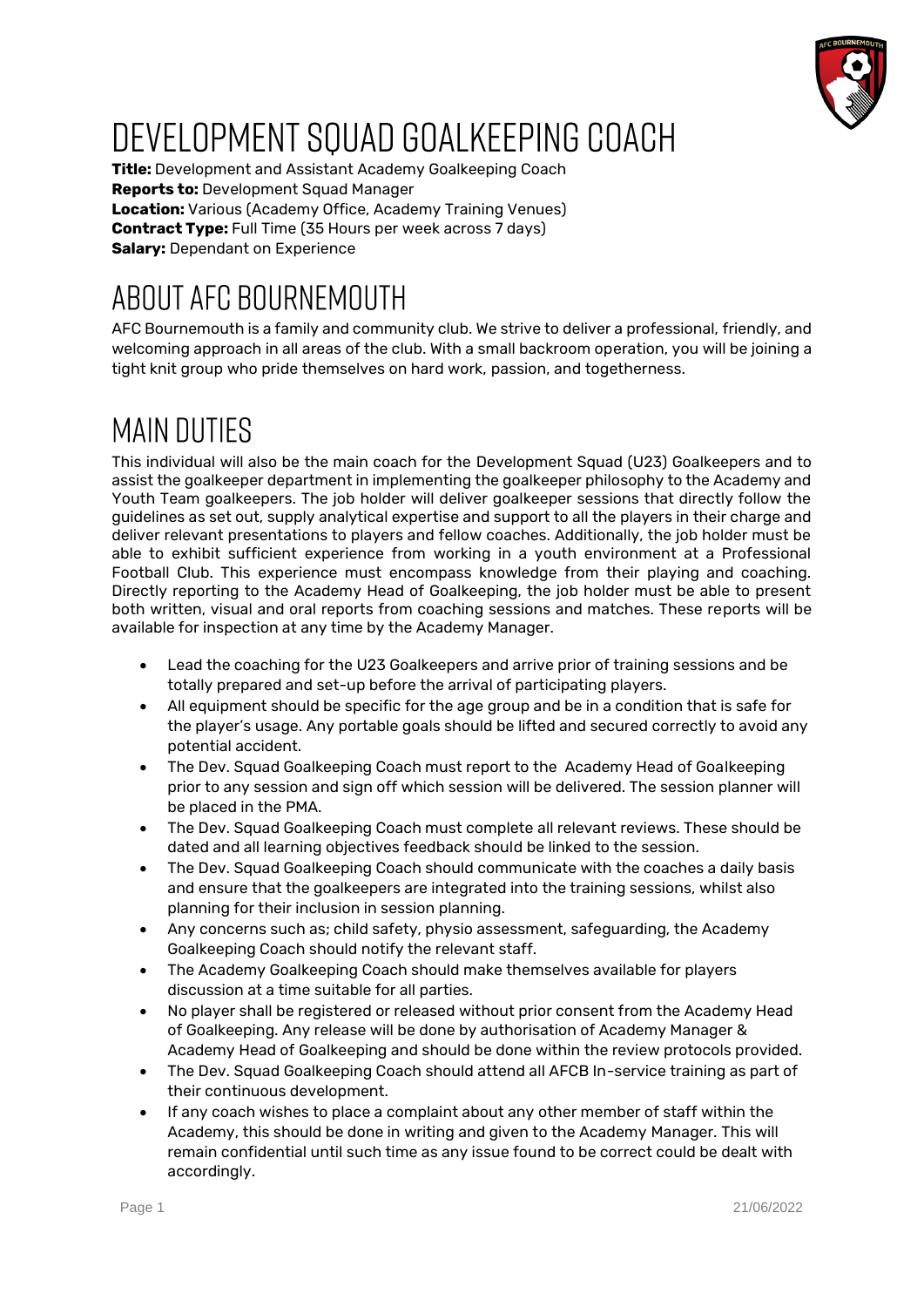# DEVELOPMENT SQUAD GOALKEEPING COACH

**Title:** Development and Assistant Academy Goalkeeping Coach
**Reports to:** Development Squad Manager
**Location:** Various (Academy Office, Academy Training Venues)
**Contract Type:** Full Time (35 Hours per week across 7 days)
**Salary:** Dependant on Experience

## ABOUT AFC BOURNEMOUTH

AFC Bournemouth is a family and community club. We strive to deliver a professional, friendly, and welcoming approach in all areas of the club. With a small backroom operation, you will be joining a tight knit group who pride themselves on hard work, passion, and togetherness.

## MAIN DUTIES

This individual will also be the main coach for the Development Squad (U23) Goalkeepers and to assist the goalkeeper department in implementing the goalkeeper philosophy to the Academy and Youth Team goalkeepers. The job holder will deliver goalkeeper sessions that directly follow the guidelines as set out, supply analytical expertise and support to all the players in their charge and deliver relevant presentations to players and fellow coaches. Additionally, the job holder must be able to exhibit sufficient experience from working in a youth environment at a Professional Football Club. This experience must encompass knowledge from their playing and coaching. Directly reporting to the Academy Head of Goalkeeping, the job holder must be able to present both written, visual and oral reports from coaching sessions and matches. These reports will be available for inspection at any time by the Academy Manager.

- Lead the coaching for the U23 Goalkeepers and arrive prior of training sessions and be totally prepared and set-up before the arrival of participating players.
- All equipment should be specific for the age group and be in a condition that is safe for the player's usage. Any portable goals should be lifted and secured correctly to avoid any potential accident.
- The Dev. Squad Goalkeeping Coach must report to the Academy Head of Goalkeeping prior to any session and sign off which session will be delivered. The session planner will be placed in the PMA.
- The Dev. Squad Goalkeeping Coach must complete all relevant reviews. These should be dated and all learning objectives feedback should be linked to the session.
- The Dev. Squad Goalkeeping Coach should communicate with the coaches a daily basis and ensure that the goalkeepers are integrated into the training sessions, whilst also planning for their inclusion in session planning.
- Any concerns such as; child safety, physio assessment, safeguarding, the Academy Goalkeeping Coach should notify the relevant staff.
- The Academy Goalkeeping Coach should make themselves available for players discussion at a time suitable for all parties.
- No player shall be registered or released without prior consent from the Academy Head of Goalkeeping. Any release will be done by authorisation of Academy Manager & Academy Head of Goalkeeping and should be done within the review protocols provided.
- The Dev. Squad Goalkeeping Coach should attend all AFCB In-service training as part of their continuous development.
- If any coach wishes to place a complaint about any other member of staff within the Academy, this should be done in writing and given to the Academy Manager. This will remain confidential until such time as any issue found to be correct could be dealt with accordingly.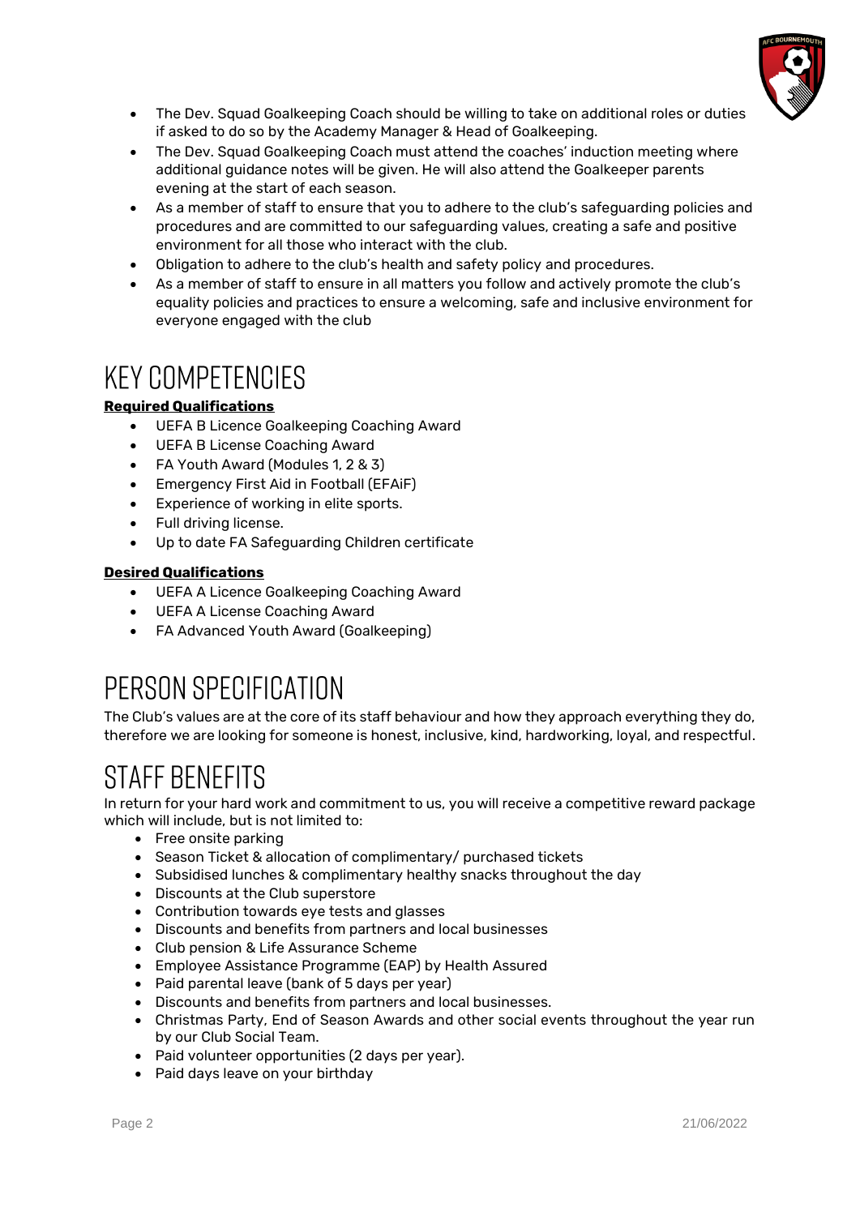- The Dev. Squad Goalkeeping Coach should be willing to take on additional roles or duties if asked to do so by the Academy Manager & Head of Goalkeeping.
- The Dev. Squad Goalkeeping Coach must attend the coaches' induction meeting where additional guidance notes will be given. He will also attend the Goalkeeper parents evening at the start of each season.
- As a member of staff to ensure that you to adhere to the club's safeguarding policies and procedures and are committed to our safeguarding values, creating a safe and positive environment for all those who interact with the club.
- Obligation to adhere to the club's health and safety policy and procedures.
- As a member of staff to ensure in all matters you follow and actively promote the club's equality policies and practices to ensure a welcoming, safe and inclusive environment for everyone engaged with the club

# KEY COMPETENCIES

**Required Qualifications**

- UEFA B Licence Goalkeeping Coaching Award
- UEFA B License Coaching Award
- FA Youth Award (Modules 1, 2 & 3)
- Emergency First Aid in Football (EFAiF)
- Experience of working in elite sports.
- Full driving license.
- Up to date FA Safeguarding Children certificate

**Desired Qualifications**

- UEFA A Licence Goalkeeping Coaching Award
- UEFA A License Coaching Award
- FA Advanced Youth Award (Goalkeeping)

# PERSON SPECIFICATION

The Club's values are at the core of its staff behaviour and how they approach everything they do, therefore we are looking for someone is honest, inclusive, kind, hardworking, loyal, and respectful.

# STAFF BENEFITS

In return for your hard work and commitment to us, you will receive a competitive reward package which will include, but is not limited to:

- Free onsite parking
- Season Ticket & allocation of complimentary/ purchased tickets
- Subsidised lunches & complimentary healthy snacks throughout the day
- Discounts at the Club superstore
- Contribution towards eye tests and glasses
- Discounts and benefits from partners and local businesses
- Club pension & Life Assurance Scheme
- Employee Assistance Programme (EAP) by Health Assured
- Paid parental leave (bank of 5 days per year)
- Discounts and benefits from partners and local businesses.
- Christmas Party, End of Season Awards and other social events throughout the year run by our Club Social Team.
- Paid volunteer opportunities (2 days per year).
- Paid days leave on your birthday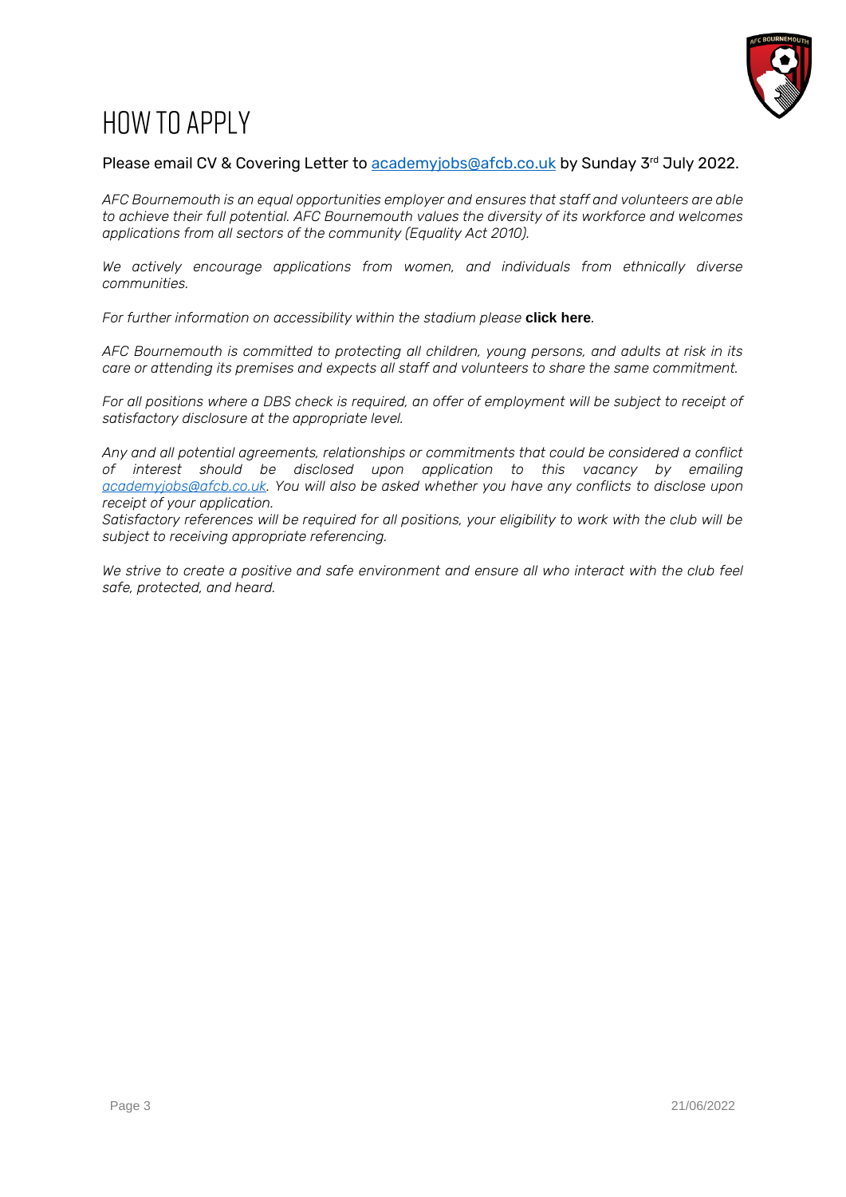# HOW TO APPLY

Please email CV & Covering Letter to [academyjobs@afcb.co.uk](mailto:academyjobs@afcb.co.uk) by Sunday 3rd July 2022.

*AFC Bournemouth is an equal opportunities employer and ensures that staff and volunteers are able to achieve their full potential. AFC Bournemouth values the diversity of its workforce and welcomes applications from all sectors of the community (Equality Act 2010).*

*We actively encourage applications from women, and individuals from ethnically diverse communities.*

*For further information on accessibility within the stadium please* **click here**.

*AFC Bournemouth is committed to protecting all children, young persons, and adults at risk in its care or attending its premises and expects all staff and volunteers to share the same commitment.*

*For all positions where a DBS check is required, an offer of employment will be subject to receipt of satisfactory disclosure at the appropriate level.*

*Any and all potential agreements, relationships or commitments that could be considered a conflict of interest should be disclosed upon application to this vacancy by emailing [academyjobs@afcb.co.uk](mailto:academyjobs@afcb.co.uk). You will also be asked whether you have any conflicts to disclose upon receipt of your application.*
*Satisfactory references will be required for all positions, your eligibility to work with the club will be subject to receiving appropriate referencing.*

*We strive to create a positive and safe environment and ensure all who interact with the club feel safe, protected, and heard.*